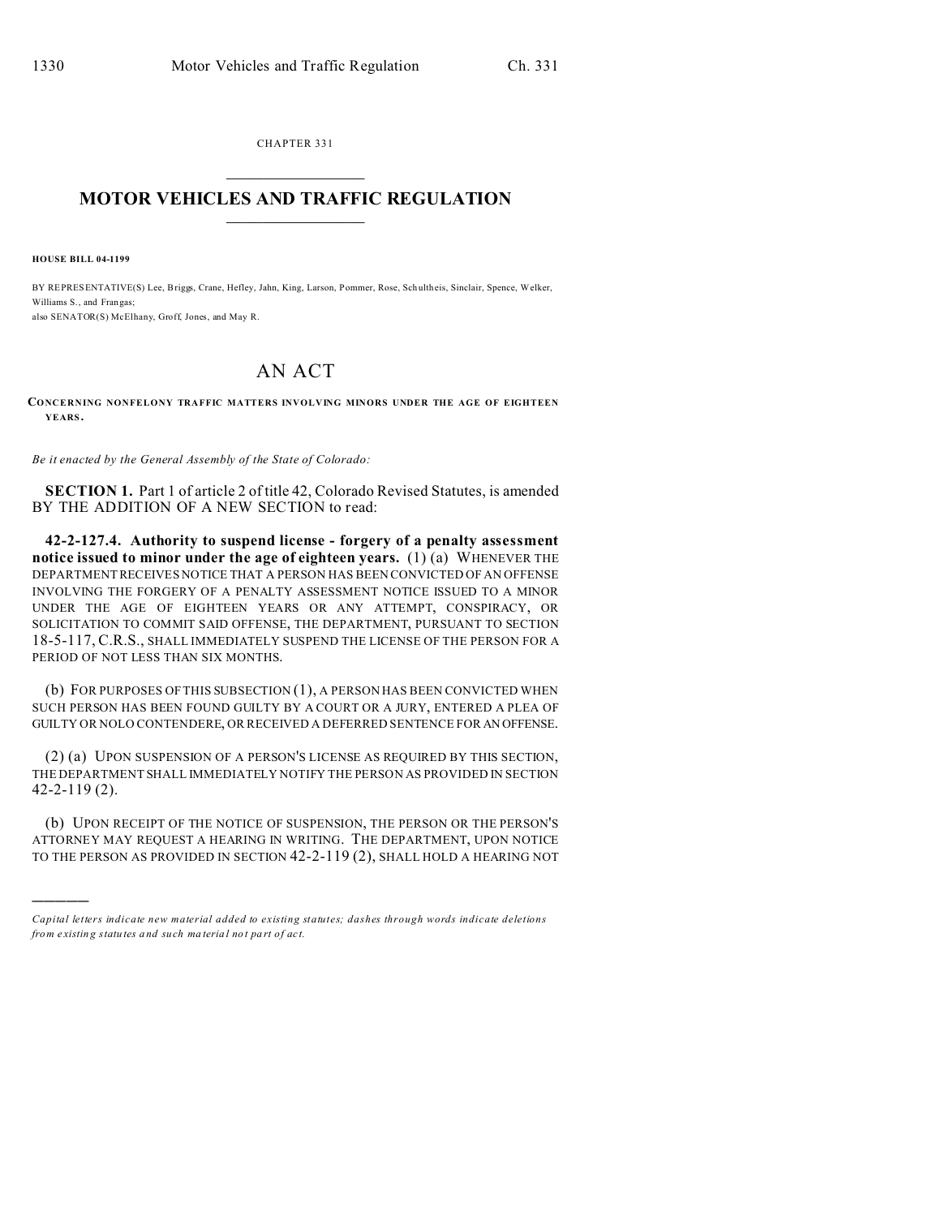CHAPTER 331

# MOTOR VEHICLES AND TRAFFIC REGULATION

**HOUSE BILL 04-1199**

BY REPRESENTATIVE(S) Lee, Briggs, Crane, Hefley, Jahn, King, Larson, Pommer, Rose, Schultheis, Sinclair, Spence, Welker, Williams S., and Frangas;
also SENATOR(S) McElhany, Groff, Jones, and May R.

# AN ACT

**CONCERNING NONFELONY TRAFFIC MATTERS INVOLVING MINORS UNDER THE AGE OF EIGHTEEN YEARS.**

*Be it enacted by the General Assembly of the State of Colorado:*

**SECTION 1.** Part 1 of article 2 of title 42, Colorado Revised Statutes, is amended BY THE ADDITION OF A NEW SECTION to read:

**42-2-127.4. Authority to suspend license - forgery of a penalty assessment notice issued to minor under the age of eighteen years.** (1) (a) WHENEVER THE DEPARTMENT RECEIVES NOTICE THAT A PERSON HAS BEEN CONVICTED OF AN OFFENSE INVOLVING THE FORGERY OF A PENALTY ASSESSMENT NOTICE ISSUED TO A MINOR UNDER THE AGE OF EIGHTEEN YEARS OR ANY ATTEMPT, CONSPIRACY, OR SOLICITATION TO COMMIT SAID OFFENSE, THE DEPARTMENT, PURSUANT TO SECTION 18-5-117, C.R.S., SHALL IMMEDIATELY SUSPEND THE LICENSE OF THE PERSON FOR A PERIOD OF NOT LESS THAN SIX MONTHS.

(b) FOR PURPOSES OF THIS SUBSECTION (1), A PERSON HAS BEEN CONVICTED WHEN SUCH PERSON HAS BEEN FOUND GUILTY BY A COURT OR A JURY, ENTERED A PLEA OF GUILTY OR NOLO CONTENDERE, OR RECEIVED A DEFERRED SENTENCE FOR AN OFFENSE.

(2) (a) UPON SUSPENSION OF A PERSON'S LICENSE AS REQUIRED BY THIS SECTION, THE DEPARTMENT SHALL IMMEDIATELY NOTIFY THE PERSON AS PROVIDED IN SECTION 42-2-119 (2).

(b) UPON RECEIPT OF THE NOTICE OF SUSPENSION, THE PERSON OR THE PERSON'S ATTORNEY MAY REQUEST A HEARING IN WRITING. THE DEPARTMENT, UPON NOTICE TO THE PERSON AS PROVIDED IN SECTION 42-2-119 (2), SHALL HOLD A HEARING NOT

---

*Capital letters indicate new material added to existing statutes; dashes through words indicate deletions from existing statutes and such material not part of act.*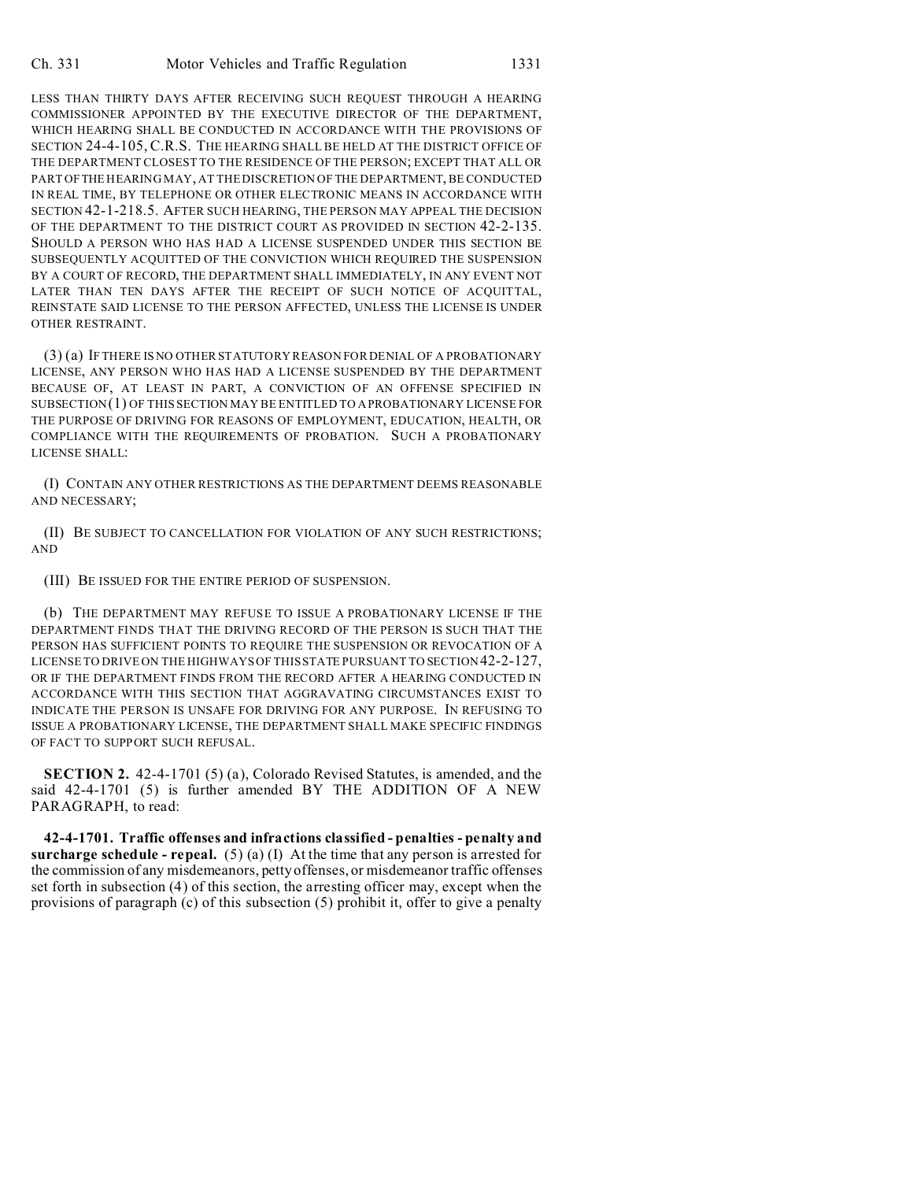LESS THAN THIRTY DAYS AFTER RECEIVING SUCH REQUEST THROUGH A HEARING COMMISSIONER APPOINTED BY THE EXECUTIVE DIRECTOR OF THE DEPARTMENT, WHICH HEARING SHALL BE CONDUCTED IN ACCORDANCE WITH THE PROVISIONS OF SECTION 24-4-105, C.R.S. THE HEARING SHALL BE HELD AT THE DISTRICT OFFICE OF THE DEPARTMENT CLOSEST TO THE RESIDENCE OF THE PERSON; EXCEPT THAT ALL OR PART OF THE HEARING MAY, AT THE DISCRETION OF THE DEPARTMENT, BE CONDUCTED IN REAL TIME, BY TELEPHONE OR OTHER ELECTRONIC MEANS IN ACCORDANCE WITH SECTION 42-1-218.5. AFTER SUCH HEARING, THE PERSON MAY APPEAL THE DECISION OF THE DEPARTMENT TO THE DISTRICT COURT AS PROVIDED IN SECTION 42-2-135. SHOULD A PERSON WHO HAS HAD A LICENSE SUSPENDED UNDER THIS SECTION BE SUBSEQUENTLY ACQUITTED OF THE CONVICTION WHICH REQUIRED THE SUSPENSION BY A COURT OF RECORD, THE DEPARTMENT SHALL IMMEDIATELY, IN ANY EVENT NOT LATER THAN TEN DAYS AFTER THE RECEIPT OF SUCH NOTICE OF ACQUITTAL, REINSTATE SAID LICENSE TO THE PERSON AFFECTED, UNLESS THE LICENSE IS UNDER OTHER RESTRAINT.

(3) (a) IF THERE IS NO OTHER STATUTORY REASON FOR DENIAL OF A PROBATIONARY LICENSE, ANY PERSON WHO HAS HAD A LICENSE SUSPENDED BY THE DEPARTMENT BECAUSE OF, AT LEAST IN PART, A CONVICTION OF AN OFFENSE SPECIFIED IN SUBSECTION (1) OF THIS SECTION MAY BE ENTITLED TO A PROBATIONARY LICENSE FOR THE PURPOSE OF DRIVING FOR REASONS OF EMPLOYMENT, EDUCATION, HEALTH, OR COMPLIANCE WITH THE REQUIREMENTS OF PROBATION. SUCH A PROBATIONARY LICENSE SHALL:

(I) CONTAIN ANY OTHER RESTRICTIONS AS THE DEPARTMENT DEEMS REASONABLE AND NECESSARY;

(II) BE SUBJECT TO CANCELLATION FOR VIOLATION OF ANY SUCH RESTRICTIONS; AND

(III) BE ISSUED FOR THE ENTIRE PERIOD OF SUSPENSION.

(b) THE DEPARTMENT MAY REFUSE TO ISSUE A PROBATIONARY LICENSE IF THE DEPARTMENT FINDS THAT THE DRIVING RECORD OF THE PERSON IS SUCH THAT THE PERSON HAS SUFFICIENT POINTS TO REQUIRE THE SUSPENSION OR REVOCATION OF A LICENSE TO DRIVE ON THE HIGHWAYS OF THIS STATE PURSUANT TO SECTION 42-2-127, OR IF THE DEPARTMENT FINDS FROM THE RECORD AFTER A HEARING CONDUCTED IN ACCORDANCE WITH THIS SECTION THAT AGGRAVATING CIRCUMSTANCES EXIST TO INDICATE THE PERSON IS UNSAFE FOR DRIVING FOR ANY PURPOSE. IN REFUSING TO ISSUE A PROBATIONARY LICENSE, THE DEPARTMENT SHALL MAKE SPECIFIC FINDINGS OF FACT TO SUPPORT SUCH REFUSAL.

**SECTION 2.** 42-4-1701 (5) (a), Colorado Revised Statutes, is amended, and the said 42-4-1701 (5) is further amended BY THE ADDITION OF A NEW PARAGRAPH, to read:

**42-4-1701. Traffic offenses and infractions classified - penalties - penalty and surcharge schedule - repeal.** (5) (a) (I) At the time that any person is arrested for the commission of any misdemeanors, petty offenses, or misdemeanor traffic offenses set forth in subsection (4) of this section, the arresting officer may, except when the provisions of paragraph (c) of this subsection (5) prohibit it, offer to give a penalty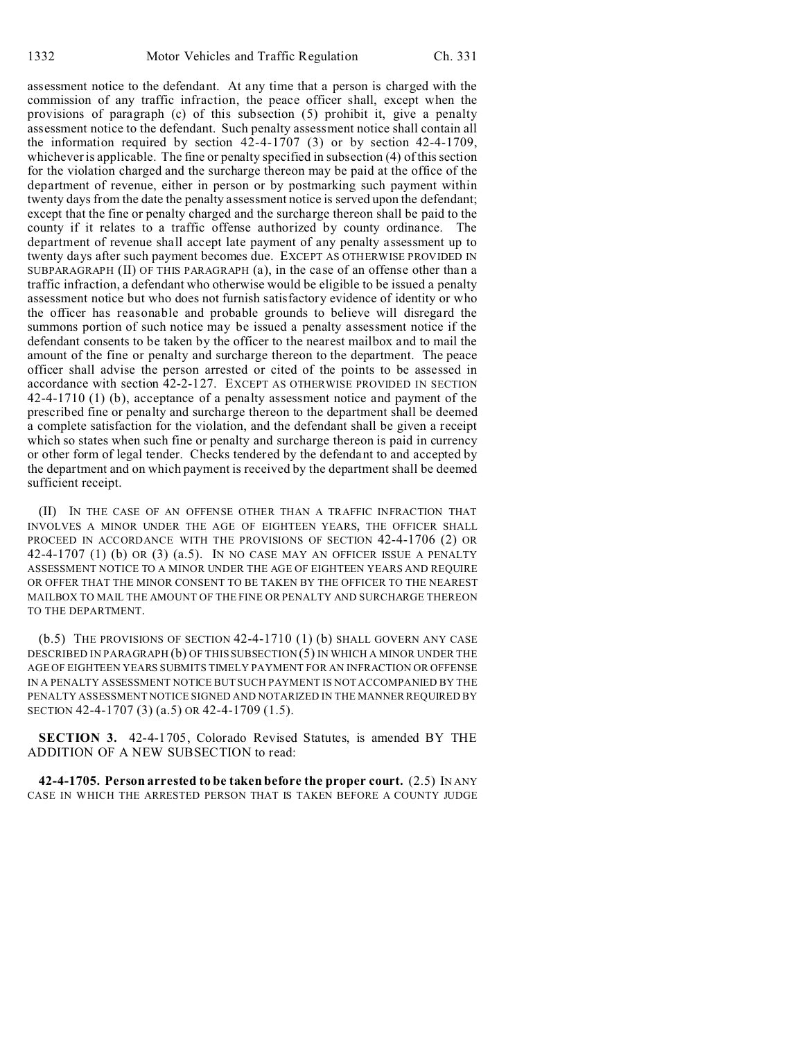assessment notice to the defendant. At any time that a person is charged with the commission of any traffic infraction, the peace officer shall, except when the provisions of paragraph (c) of this subsection (5) prohibit it, give a penalty assessment notice to the defendant. Such penalty assessment notice shall contain all the information required by section 42-4-1707 (3) or by section 42-4-1709, whichever is applicable. The fine or penalty specified in subsection (4) of this section for the violation charged and the surcharge thereon may be paid at the office of the department of revenue, either in person or by postmarking such payment within twenty days from the date the penalty assessment notice is served upon the defendant; except that the fine or penalty charged and the surcharge thereon shall be paid to the county if it relates to a traffic offense authorized by county ordinance. The department of revenue shall accept late payment of any penalty assessment up to twenty days after such payment becomes due. EXCEPT AS OTHERWISE PROVIDED IN SUBPARAGRAPH (II) OF THIS PARAGRAPH (a), in the case of an offense other than a traffic infraction, a defendant who otherwise would be eligible to be issued a penalty assessment notice but who does not furnish satisfactory evidence of identity or who the officer has reasonable and probable grounds to believe will disregard the summons portion of such notice may be issued a penalty assessment notice if the defendant consents to be taken by the officer to the nearest mailbox and to mail the amount of the fine or penalty and surcharge thereon to the department. The peace officer shall advise the person arrested or cited of the points to be assessed in accordance with section 42-2-127. EXCEPT AS OTHERWISE PROVIDED IN SECTION 42-4-1710 (1) (b), acceptance of a penalty assessment notice and payment of the prescribed fine or penalty and surcharge thereon to the department shall be deemed a complete satisfaction for the violation, and the defendant shall be given a receipt which so states when such fine or penalty and surcharge thereon is paid in currency or other form of legal tender. Checks tendered by the defendant to and accepted by the department and on which payment is received by the department shall be deemed sufficient receipt.

(II) IN THE CASE OF AN OFFENSE OTHER THAN A TRAFFIC INFRACTION THAT INVOLVES A MINOR UNDER THE AGE OF EIGHTEEN YEARS, THE OFFICER SHALL PROCEED IN ACCORDANCE WITH THE PROVISIONS OF SECTION 42-4-1706 (2) OR 42-4-1707 (1) (b) OR (3) (a.5). IN NO CASE MAY AN OFFICER ISSUE A PENALTY ASSESSMENT NOTICE TO A MINOR UNDER THE AGE OF EIGHTEEN YEARS AND REQUIRE OR OFFER THAT THE MINOR CONSENT TO BE TAKEN BY THE OFFICER TO THE NEAREST MAILBOX TO MAIL THE AMOUNT OF THE FINE OR PENALTY AND SURCHARGE THEREON TO THE DEPARTMENT.

(b.5) THE PROVISIONS OF SECTION 42-4-1710 (1) (b) SHALL GOVERN ANY CASE DESCRIBED IN PARAGRAPH (b) OF THIS SUBSECTION (5) IN WHICH A MINOR UNDER THE AGE OF EIGHTEEN YEARS SUBMITS TIMELY PAYMENT FOR AN INFRACTION OR OFFENSE IN A PENALTY ASSESSMENT NOTICE BUT SUCH PAYMENT IS NOT ACCOMPANIED BY THE PENALTY ASSESSMENT NOTICE SIGNED AND NOTARIZED IN THE MANNER REQUIRED BY SECTION 42-4-1707 (3) (a.5) OR 42-4-1709 (1.5).

**SECTION 3.** 42-4-1705, Colorado Revised Statutes, is amended BY THE ADDITION OF A NEW SUBSECTION to read:

**42-4-1705. Person arrested to be taken before the proper court.** (2.5) IN ANY CASE IN WHICH THE ARRESTED PERSON THAT IS TAKEN BEFORE A COUNTY JUDGE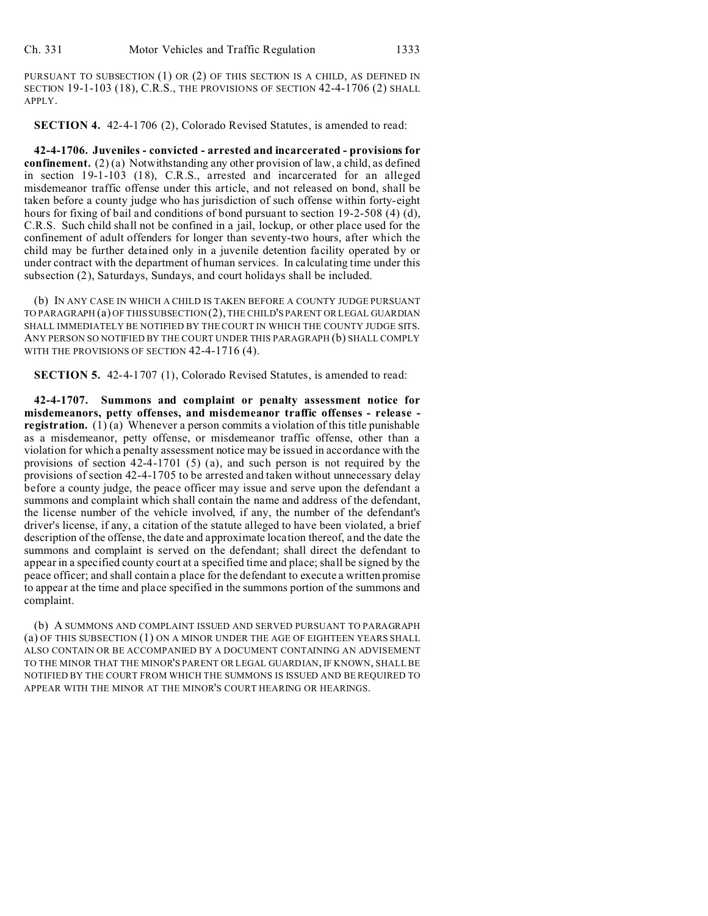PURSUANT TO SUBSECTION (1) OR (2) OF THIS SECTION IS A CHILD, AS DEFINED IN SECTION 19-1-103 (18), C.R.S., THE PROVISIONS OF SECTION 42-4-1706 (2) SHALL APPLY.

**SECTION 4.** 42-4-1706 (2), Colorado Revised Statutes, is amended to read:

**42-4-1706. Juveniles - convicted - arrested and incarcerated - provisions for confinement.** (2) (a) Notwithstanding any other provision of law, a child, as defined in section 19-1-103 (18), C.R.S., arrested and incarcerated for an alleged misdemeanor traffic offense under this article, and not released on bond, shall be taken before a county judge who has jurisdiction of such offense within forty-eight hours for fixing of bail and conditions of bond pursuant to section 19-2-508 (4) (d), C.R.S. Such child shall not be confined in a jail, lockup, or other place used for the confinement of adult offenders for longer than seventy-two hours, after which the child may be further detained only in a juvenile detention facility operated by or under contract with the department of human services. In calculating time under this subsection (2), Saturdays, Sundays, and court holidays shall be included.

(b) IN ANY CASE IN WHICH A CHILD IS TAKEN BEFORE A COUNTY JUDGE PURSUANT TO PARAGRAPH (a) OF THIS SUBSECTION (2), THE CHILD'S PARENT OR LEGAL GUARDIAN SHALL IMMEDIATELY BE NOTIFIED BY THE COURT IN WHICH THE COUNTY JUDGE SITS. ANY PERSON SO NOTIFIED BY THE COURT UNDER THIS PARAGRAPH (b) SHALL COMPLY WITH THE PROVISIONS OF SECTION 42-4-1716 (4).

**SECTION 5.** 42-4-1707 (1), Colorado Revised Statutes, is amended to read:

**42-4-1707. Summons and complaint or penalty assessment notice for misdemeanors, petty offenses, and misdemeanor traffic offenses - release - registration.** (1) (a) Whenever a person commits a violation of this title punishable as a misdemeanor, petty offense, or misdemeanor traffic offense, other than a violation for which a penalty assessment notice may be issued in accordance with the provisions of section 42-4-1701 (5) (a), and such person is not required by the provisions of section 42-4-1705 to be arrested and taken without unnecessary delay before a county judge, the peace officer may issue and serve upon the defendant a summons and complaint which shall contain the name and address of the defendant, the license number of the vehicle involved, if any, the number of the defendant's driver's license, if any, a citation of the statute alleged to have been violated, a brief description of the offense, the date and approximate location thereof, and the date the summons and complaint is served on the defendant; shall direct the defendant to appear in a specified county court at a specified time and place; shall be signed by the peace officer; and shall contain a place for the defendant to execute a written promise to appear at the time and place specified in the summons portion of the summons and complaint.

(b) A SUMMONS AND COMPLAINT ISSUED AND SERVED PURSUANT TO PARAGRAPH (a) OF THIS SUBSECTION (1) ON A MINOR UNDER THE AGE OF EIGHTEEN YEARS SHALL ALSO CONTAIN OR BE ACCOMPANIED BY A DOCUMENT CONTAINING AN ADVISEMENT TO THE MINOR THAT THE MINOR'S PARENT OR LEGAL GUARDIAN, IF KNOWN, SHALL BE NOTIFIED BY THE COURT FROM WHICH THE SUMMONS IS ISSUED AND BE REQUIRED TO APPEAR WITH THE MINOR AT THE MINOR'S COURT HEARING OR HEARINGS.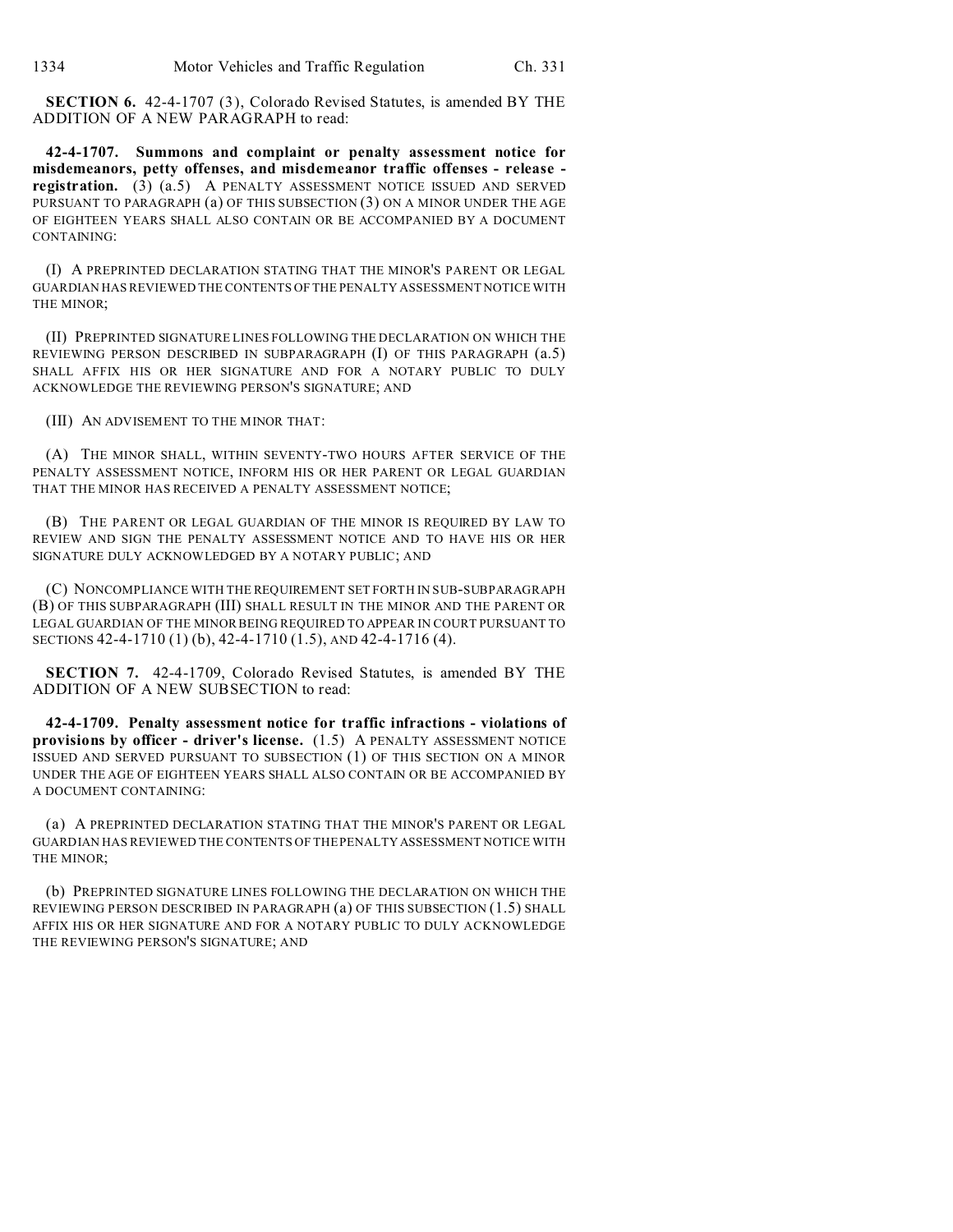**SECTION 6.** 42-4-1707 (3), Colorado Revised Statutes, is amended BY THE ADDITION OF A NEW PARAGRAPH to read:

**42-4-1707. Summons and complaint or penalty assessment notice for misdemeanors, petty offenses, and misdemeanor traffic offenses - release - registration.** (3) (a.5) A PENALTY ASSESSMENT NOTICE ISSUED AND SERVED PURSUANT TO PARAGRAPH (a) OF THIS SUBSECTION (3) ON A MINOR UNDER THE AGE OF EIGHTEEN YEARS SHALL ALSO CONTAIN OR BE ACCOMPANIED BY A DOCUMENT CONTAINING:

(I) A PREPRINTED DECLARATION STATING THAT THE MINOR'S PARENT OR LEGAL GUARDIAN HAS REVIEWED THE CONTENTS OF THE PENALTY ASSESSMENT NOTICE WITH THE MINOR;

(II) PREPRINTED SIGNATURE LINES FOLLOWING THE DECLARATION ON WHICH THE REVIEWING PERSON DESCRIBED IN SUBPARAGRAPH (I) OF THIS PARAGRAPH (a.5) SHALL AFFIX HIS OR HER SIGNATURE AND FOR A NOTARY PUBLIC TO DULY ACKNOWLEDGE THE REVIEWING PERSON'S SIGNATURE; AND

(III) AN ADVISEMENT TO THE MINOR THAT:

(A) THE MINOR SHALL, WITHIN SEVENTY-TWO HOURS AFTER SERVICE OF THE PENALTY ASSESSMENT NOTICE, INFORM HIS OR HER PARENT OR LEGAL GUARDIAN THAT THE MINOR HAS RECEIVED A PENALTY ASSESSMENT NOTICE;

(B) THE PARENT OR LEGAL GUARDIAN OF THE MINOR IS REQUIRED BY LAW TO REVIEW AND SIGN THE PENALTY ASSESSMENT NOTICE AND TO HAVE HIS OR HER SIGNATURE DULY ACKNOWLEDGED BY A NOTARY PUBLIC; AND

(C) NONCOMPLIANCE WITH THE REQUIREMENT SET FORTH IN SUB-SUBPARAGRAPH (B) OF THIS SUBPARAGRAPH (III) SHALL RESULT IN THE MINOR AND THE PARENT OR LEGAL GUARDIAN OF THE MINOR BEING REQUIRED TO APPEAR IN COURT PURSUANT TO SECTIONS 42-4-1710 (1) (b), 42-4-1710 (1.5), AND 42-4-1716 (4).

**SECTION 7.** 42-4-1709, Colorado Revised Statutes, is amended BY THE ADDITION OF A NEW SUBSECTION to read:

**42-4-1709. Penalty assessment notice for traffic infractions - violations of provisions by officer - driver's license.** (1.5) A PENALTY ASSESSMENT NOTICE ISSUED AND SERVED PURSUANT TO SUBSECTION (1) OF THIS SECTION ON A MINOR UNDER THE AGE OF EIGHTEEN YEARS SHALL ALSO CONTAIN OR BE ACCOMPANIED BY A DOCUMENT CONTAINING:

(a) A PREPRINTED DECLARATION STATING THAT THE MINOR'S PARENT OR LEGAL GUARDIAN HAS REVIEWED THE CONTENTS OF THE PENALTY ASSESSMENT NOTICE WITH THE MINOR;

(b) PREPRINTED SIGNATURE LINES FOLLOWING THE DECLARATION ON WHICH THE REVIEWING PERSON DESCRIBED IN PARAGRAPH (a) OF THIS SUBSECTION (1.5) SHALL AFFIX HIS OR HER SIGNATURE AND FOR A NOTARY PUBLIC TO DULY ACKNOWLEDGE THE REVIEWING PERSON'S SIGNATURE; AND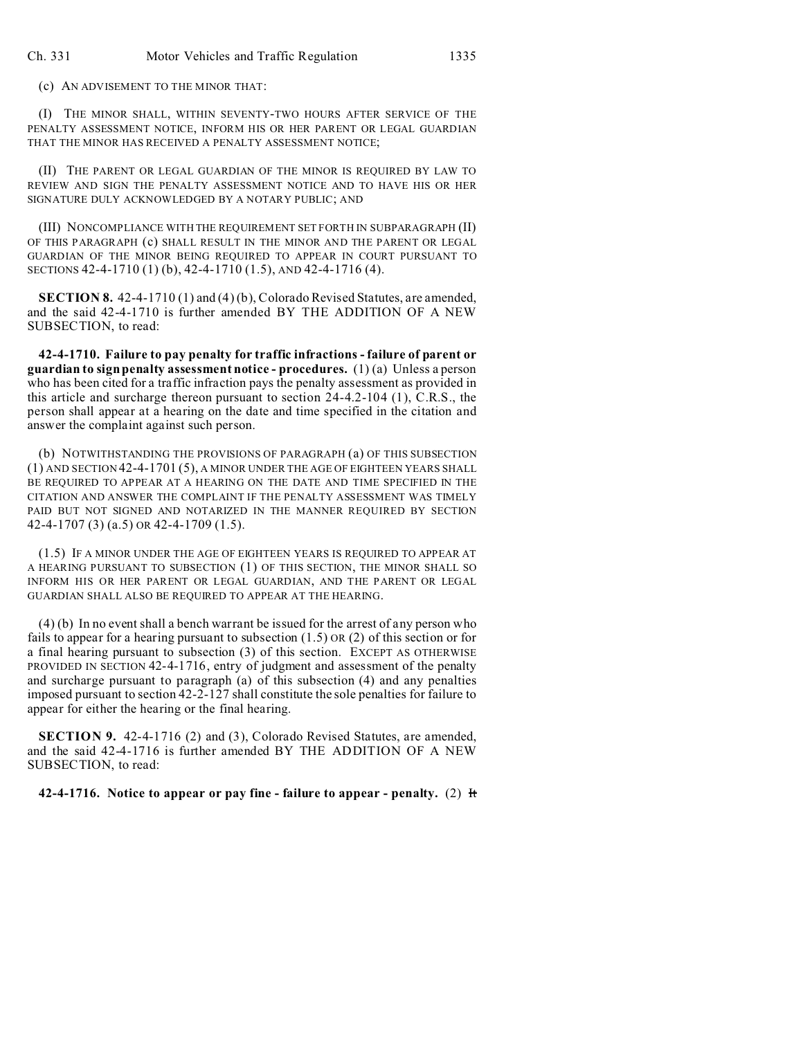(c) AN ADVISEMENT TO THE MINOR THAT:

(I) THE MINOR SHALL, WITHIN SEVENTY-TWO HOURS AFTER SERVICE OF THE PENALTY ASSESSMENT NOTICE, INFORM HIS OR HER PARENT OR LEGAL GUARDIAN THAT THE MINOR HAS RECEIVED A PENALTY ASSESSMENT NOTICE;

(II) THE PARENT OR LEGAL GUARDIAN OF THE MINOR IS REQUIRED BY LAW TO REVIEW AND SIGN THE PENALTY ASSESSMENT NOTICE AND TO HAVE HIS OR HER SIGNATURE DULY ACKNOWLEDGED BY A NOTARY PUBLIC; AND

(III) NONCOMPLIANCE WITH THE REQUIREMENT SET FORTH IN SUBPARAGRAPH (II) OF THIS PARAGRAPH (c) SHALL RESULT IN THE MINOR AND THE PARENT OR LEGAL GUARDIAN OF THE MINOR BEING REQUIRED TO APPEAR IN COURT PURSUANT TO SECTIONS 42-4-1710 (1) (b), 42-4-1710 (1.5), AND 42-4-1716 (4).

**SECTION 8.** 42-4-1710 (1) and (4) (b), Colorado Revised Statutes, are amended, and the said 42-4-1710 is further amended BY THE ADDITION OF A NEW SUBSECTION, to read:

**42-4-1710. Failure to pay penalty for traffic infractions - failure of parent or guardian to sign penalty assessment notice - procedures.** (1) (a) Unless a person who has been cited for a traffic infraction pays the penalty assessment as provided in this article and surcharge thereon pursuant to section 24-4.2-104 (1), C.R.S., the person shall appear at a hearing on the date and time specified in the citation and answer the complaint against such person.

(b) NOTWITHSTANDING THE PROVISIONS OF PARAGRAPH (a) OF THIS SUBSECTION (1) AND SECTION 42-4-1701 (5), A MINOR UNDER THE AGE OF EIGHTEEN YEARS SHALL BE REQUIRED TO APPEAR AT A HEARING ON THE DATE AND TIME SPECIFIED IN THE CITATION AND ANSWER THE COMPLAINT IF THE PENALTY ASSESSMENT WAS TIMELY PAID BUT NOT SIGNED AND NOTARIZED IN THE MANNER REQUIRED BY SECTION 42-4-1707 (3) (a.5) OR 42-4-1709 (1.5).

(1.5) IF A MINOR UNDER THE AGE OF EIGHTEEN YEARS IS REQUIRED TO APPEAR AT A HEARING PURSUANT TO SUBSECTION (1) OF THIS SECTION, THE MINOR SHALL SO INFORM HIS OR HER PARENT OR LEGAL GUARDIAN, AND THE PARENT OR LEGAL GUARDIAN SHALL ALSO BE REQUIRED TO APPEAR AT THE HEARING.

(4) (b) In no event shall a bench warrant be issued for the arrest of any person who fails to appear for a hearing pursuant to subsection (1.5) OR (2) of this section or for a final hearing pursuant to subsection (3) of this section. EXCEPT AS OTHERWISE PROVIDED IN SECTION 42-4-1716, entry of judgment and assessment of the penalty and surcharge pursuant to paragraph (a) of this subsection (4) and any penalties imposed pursuant to section 42-2-127 shall constitute the sole penalties for failure to appear for either the hearing or the final hearing.

**SECTION 9.** 42-4-1716 (2) and (3), Colorado Revised Statutes, are amended, and the said 42-4-1716 is further amended BY THE ADDITION OF A NEW SUBSECTION, to read:

**42-4-1716. Notice to appear or pay fine - failure to appear - penalty.** (2) ~~It~~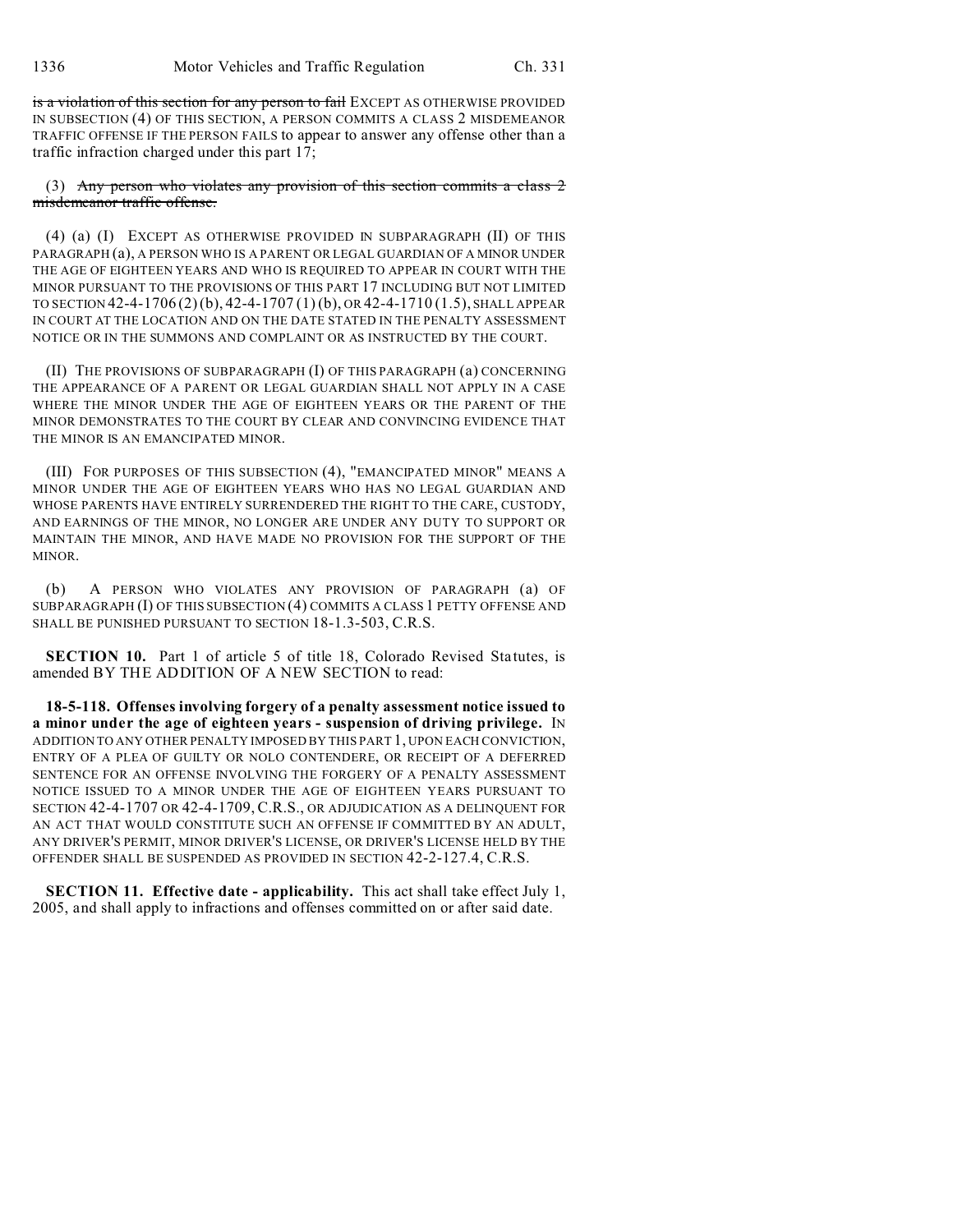is a violation of this section for any person to fail EXCEPT AS OTHERWISE PROVIDED IN SUBSECTION (4) OF THIS SECTION, A PERSON COMMITS A CLASS 2 MISDEMEANOR TRAFFIC OFFENSE IF THE PERSON FAILS to appear to answer any offense other than a traffic infraction charged under this part 17;

(3) Any person who violates any provision of this section commits a class 2 misdemeanor traffic offense.

(4) (a) (I) EXCEPT AS OTHERWISE PROVIDED IN SUBPARAGRAPH (II) OF THIS PARAGRAPH (a), A PERSON WHO IS A PARENT OR LEGAL GUARDIAN OF A MINOR UNDER THE AGE OF EIGHTEEN YEARS AND WHO IS REQUIRED TO APPEAR IN COURT WITH THE MINOR PURSUANT TO THE PROVISIONS OF THIS PART 17 INCLUDING BUT NOT LIMITED TO SECTION 42-4-1706 (2) (b), 42-4-1707 (1) (b), OR 42-4-1710 (1.5), SHALL APPEAR IN COURT AT THE LOCATION AND ON THE DATE STATED IN THE PENALTY ASSESSMENT NOTICE OR IN THE SUMMONS AND COMPLAINT OR AS INSTRUCTED BY THE COURT.

(II) THE PROVISIONS OF SUBPARAGRAPH (I) OF THIS PARAGRAPH (a) CONCERNING THE APPEARANCE OF A PARENT OR LEGAL GUARDIAN SHALL NOT APPLY IN A CASE WHERE THE MINOR UNDER THE AGE OF EIGHTEEN YEARS OR THE PARENT OF THE MINOR DEMONSTRATES TO THE COURT BY CLEAR AND CONVINCING EVIDENCE THAT THE MINOR IS AN EMANCIPATED MINOR.

(III) FOR PURPOSES OF THIS SUBSECTION (4), "EMANCIPATED MINOR" MEANS A MINOR UNDER THE AGE OF EIGHTEEN YEARS WHO HAS NO LEGAL GUARDIAN AND WHOSE PARENTS HAVE ENTIRELY SURRENDERED THE RIGHT TO THE CARE, CUSTODY, AND EARNINGS OF THE MINOR, NO LONGER ARE UNDER ANY DUTY TO SUPPORT OR MAINTAIN THE MINOR, AND HAVE MADE NO PROVISION FOR THE SUPPORT OF THE MINOR.

(b) A PERSON WHO VIOLATES ANY PROVISION OF PARAGRAPH (a) OF SUBPARAGRAPH (I) OF THIS SUBSECTION (4) COMMITS A CLASS 1 PETTY OFFENSE AND SHALL BE PUNISHED PURSUANT TO SECTION 18-1.3-503, C.R.S.

**SECTION 10.** Part 1 of article 5 of title 18, Colorado Revised Statutes, is amended BY THE ADDITION OF A NEW SECTION to read:

**18-5-118. Offenses involving forgery of a penalty assessment notice issued to a minor under the age of eighteen years - suspension of driving privilege.** IN ADDITION TO ANY OTHER PENALTY IMPOSED BY THIS PART 1, UPON EACH CONVICTION, ENTRY OF A PLEA OF GUILTY OR NOLO CONTENDERE, OR RECEIPT OF A DEFERRED SENTENCE FOR AN OFFENSE INVOLVING THE FORGERY OF A PENALTY ASSESSMENT NOTICE ISSUED TO A MINOR UNDER THE AGE OF EIGHTEEN YEARS PURSUANT TO SECTION 42-4-1707 OR 42-4-1709, C.R.S., OR ADJUDICATION AS A DELINQUENT FOR AN ACT THAT WOULD CONSTITUTE SUCH AN OFFENSE IF COMMITTED BY AN ADULT, ANY DRIVER'S PERMIT, MINOR DRIVER'S LICENSE, OR DRIVER'S LICENSE HELD BY THE OFFENDER SHALL BE SUSPENDED AS PROVIDED IN SECTION 42-2-127.4, C.R.S.

**SECTION 11. Effective date - applicability.** This act shall take effect July 1, 2005, and shall apply to infractions and offenses committed on or after said date.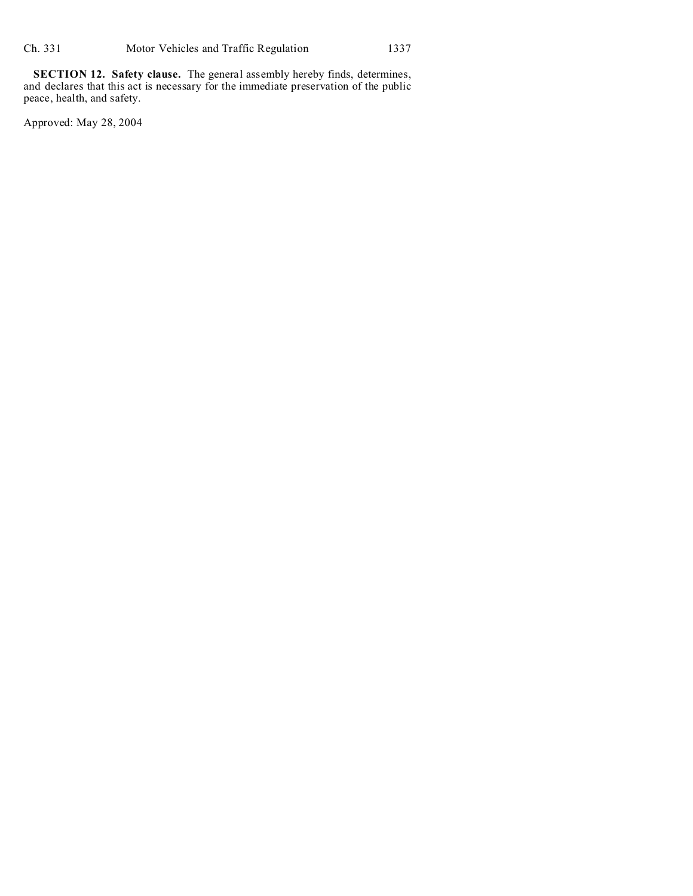**SECTION 12. Safety clause.** The general assembly hereby finds, determines, and declares that this act is necessary for the immediate preservation of the public peace, health, and safety.

Approved: May 28, 2004